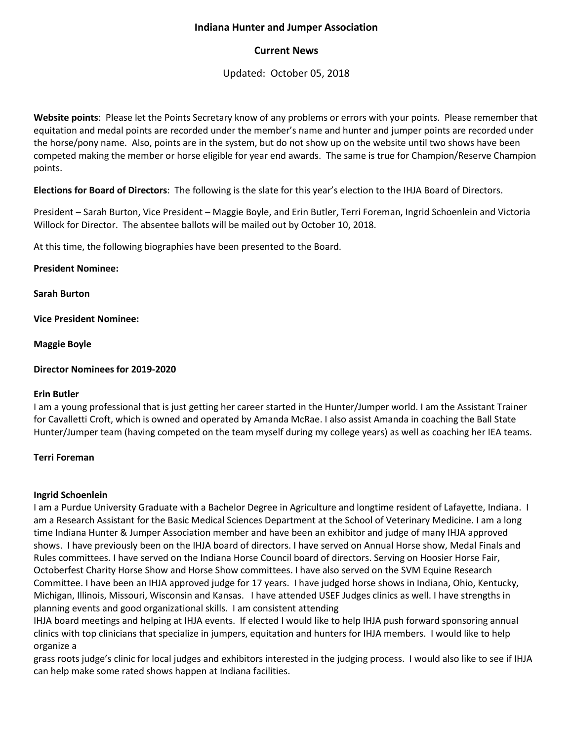**Indiana Hunter and Jumper Association**

**Current News**

Updated: October 05, 2018

**Website points**: Please let the Points Secretary know of any problems or errors with your points. Please remember that equitation and medal points are recorded under the member's name and hunter and jumper points are recorded under the horse/pony name. Also, points are in the system, but do not show up on the website until two shows have been competed making the member or horse eligible for year end awards. The same is true for Champion/Reserve Champion points.

**Elections for Board of Directors**: The following is the slate for this year's election to the IHJA Board of Directors.

President – Sarah Burton, Vice President – Maggie Boyle, and Erin Butler, Terri Foreman, Ingrid Schoenlein and Victoria Willock for Director. The absentee ballots will be mailed out by October 10, 2018.

At this time, the following biographies have been presented to the Board.

**President Nominee:**

**Sarah Burton**

**Vice President Nominee:**

**Maggie Boyle**

**Director Nominees for 2019-2020**

**Erin Butler**

I am a young professional that is just getting her career started in the Hunter/Jumper world. I am the Assistant Trainer for Cavalletti Croft, which is owned and operated by Amanda McRae. I also assist Amanda in coaching the Ball State Hunter/Jumper team (having competed on the team myself during my college years) as well as coaching her IEA teams.

**Terri Foreman**

**Ingrid Schoenlein**

I am a Purdue University Graduate with a Bachelor Degree in Agriculture and longtime resident of Lafayette, Indiana. I am a Research Assistant for the Basic Medical Sciences Department at the School of Veterinary Medicine. I am a long time Indiana Hunter & Jumper Association member and have been an exhibitor and judge of many IHJA approved shows. I have previously been on the IHJA board of directors. I have served on Annual Horse show, Medal Finals and Rules committees. I have served on the Indiana Horse Council board of directors. Serving on Hoosier Horse Fair, Octoberfest Charity Horse Show and Horse Show committees. I have also served on the SVM Equine Research Committee. I have been an IHJA approved judge for 17 years. I have judged horse shows in Indiana, Ohio, Kentucky, Michigan, Illinois, Missouri, Wisconsin and Kansas. I have attended USEF Judges clinics as well. I have strengths in planning events and good organizational skills. I am consistent attending IHJA board meetings and helping at IHJA events. If elected I would like to help IHJA push forward sponsoring annual clinics with top clinicians that specialize in jumpers, equitation and hunters for IHJA members. I would like to help organize a grass roots judge's clinic for local judges and exhibitors interested in the judging process. I would also like to see if IHJA can help make some rated shows happen at Indiana facilities.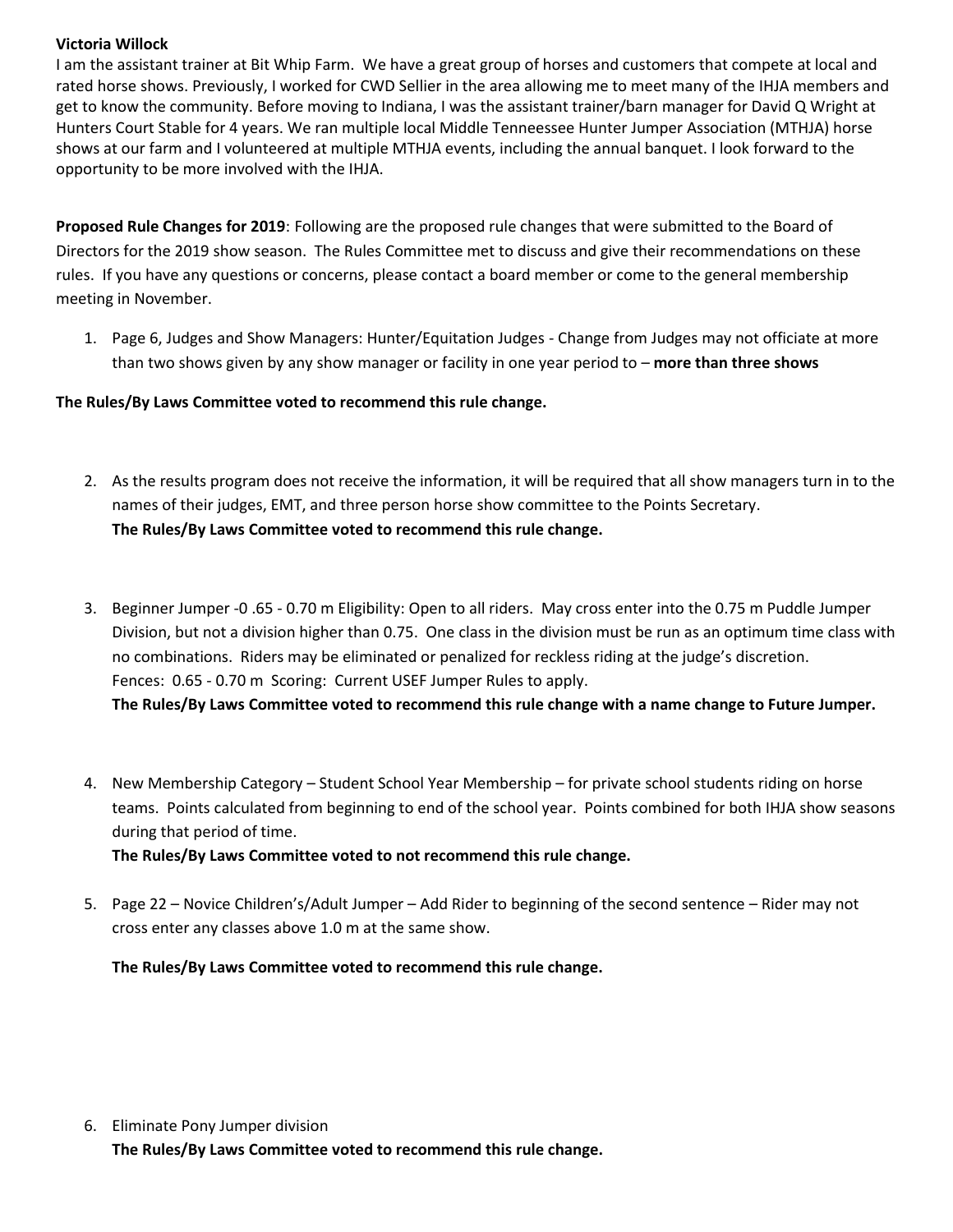**Victoria Willock**

I am the assistant trainer at Bit Whip Farm. We have a great group of horses and customers that compete at local and rated horse shows. Previously, I worked for CWD Sellier in the area allowing me to meet many of the IHJA members and get to know the community. Before moving to Indiana, I was the assistant trainer/barn manager for David Q Wright at Hunters Court Stable for 4 years. We ran multiple local Middle Tenneessee Hunter Jumper Association (MTHJA) horse shows at our farm and I volunteered at multiple MTHJA events, including the annual banquet. I look forward to the opportunity to be more involved with the IHJA.

**Proposed Rule Changes for 2019**: Following are the proposed rule changes that were submitted to the Board of Directors for the 2019 show season. The Rules Committee met to discuss and give their recommendations on these rules. If you have any questions or concerns, please contact a board member or come to the general membership meeting in November.

1. Page 6, Judges and Show Managers: Hunter/Equitation Judges - Change from Judges may not officiate at more than two shows given by any show manager or facility in one year period to – **more than three shows**

**The Rules/By Laws Committee voted to recommend this rule change.**

2. As the results program does not receive the information, it will be required that all show managers turn in to the names of their judges, EMT, and three person horse show committee to the Points Secretary.
   **The Rules/By Laws Committee voted to recommend this rule change.**

3. Beginner Jumper -0 .65 - 0.70 m Eligibility: Open to all riders. May cross enter into the 0.75 m Puddle Jumper Division, but not a division higher than 0.75. One class in the division must be run as an optimum time class with no combinations. Riders may be eliminated or penalized for reckless riding at the judge's discretion.
   Fences: 0.65 - 0.70 m Scoring: Current USEF Jumper Rules to apply.
   **The Rules/By Laws Committee voted to recommend this rule change with a name change to Future Jumper.**

4. New Membership Category – Student School Year Membership – for private school students riding on horse teams. Points calculated from beginning to end of the school year. Points combined for both IHJA show seasons during that period of time.
   **The Rules/By Laws Committee voted to not recommend this rule change.**

5. Page 22 – Novice Children's/Adult Jumper – Add Rider to beginning of the second sentence – Rider may not cross enter any classes above 1.0 m at the same show.

   **The Rules/By Laws Committee voted to recommend this rule change.**

6. Eliminate Pony Jumper division
   **The Rules/By Laws Committee voted to recommend this rule change.**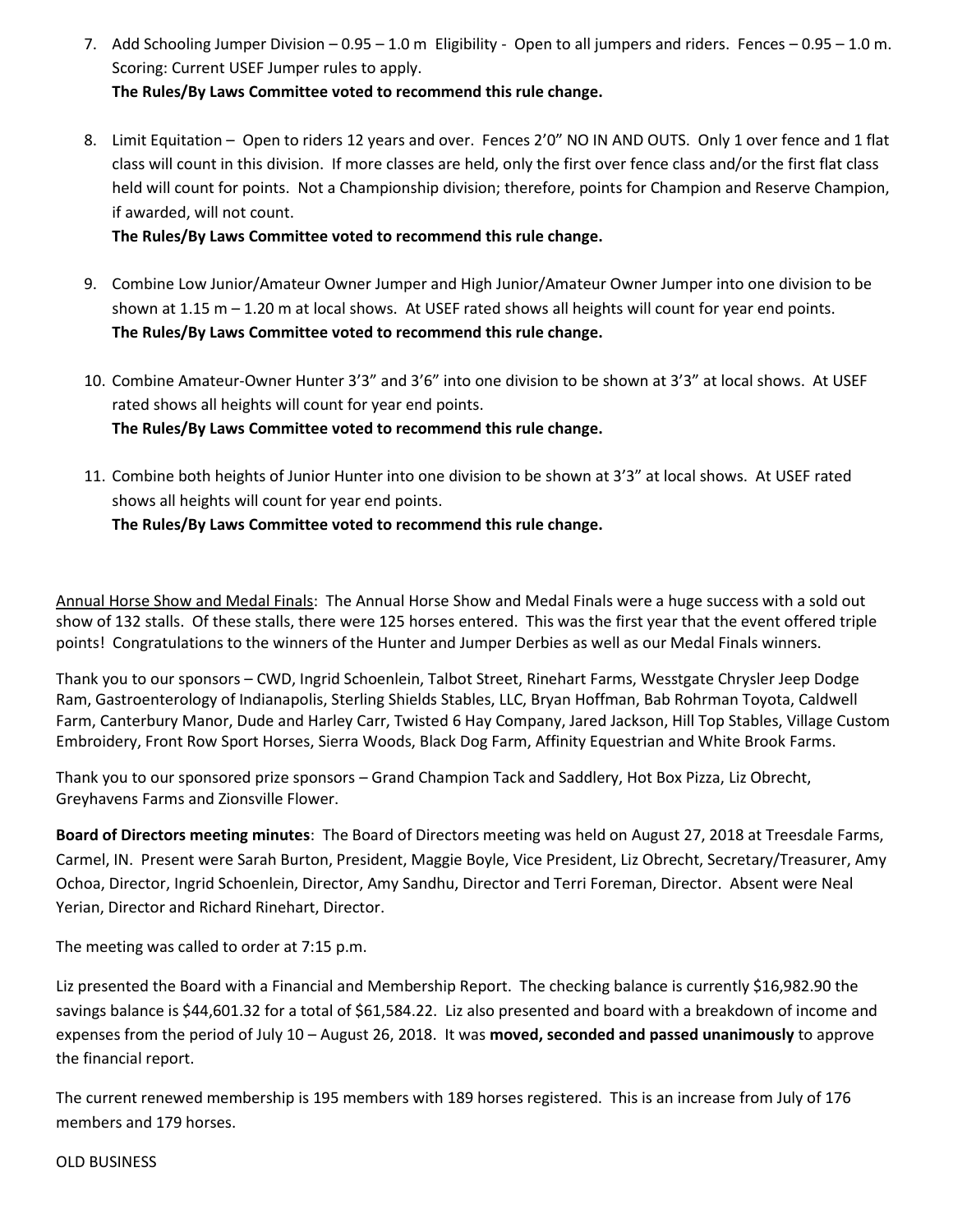7. Add Schooling Jumper Division – 0.95 – 1.0 m Eligibility - Open to all jumpers and riders. Fences – 0.95 – 1.0 m. Scoring: Current USEF Jumper rules to apply.
   **The Rules/By Laws Committee voted to recommend this rule change.**

8. Limit Equitation – Open to riders 12 years and over. Fences 2'0" NO IN AND OUTS. Only 1 over fence and 1 flat class will count in this division. If more classes are held, only the first over fence class and/or the first flat class held will count for points. Not a Championship division; therefore, points for Champion and Reserve Champion, if awarded, will not count.
   **The Rules/By Laws Committee voted to recommend this rule change.**

9. Combine Low Junior/Amateur Owner Jumper and High Junior/Amateur Owner Jumper into one division to be shown at 1.15 m – 1.20 m at local shows. At USEF rated shows all heights will count for year end points.
   **The Rules/By Laws Committee voted to recommend this rule change.**

10. Combine Amateur-Owner Hunter 3'3" and 3'6" into one division to be shown at 3'3" at local shows. At USEF rated shows all heights will count for year end points.
    **The Rules/By Laws Committee voted to recommend this rule change.**

11. Combine both heights of Junior Hunter into one division to be shown at 3'3" at local shows. At USEF rated shows all heights will count for year end points.
    **The Rules/By Laws Committee voted to recommend this rule change.**

Annual Horse Show and Medal Finals: The Annual Horse Show and Medal Finals were a huge success with a sold out show of 132 stalls. Of these stalls, there were 125 horses entered. This was the first year that the event offered triple points! Congratulations to the winners of the Hunter and Jumper Derbies as well as our Medal Finals winners.

Thank you to our sponsors – CWD, Ingrid Schoenlein, Talbot Street, Rinehart Farms, Wesstgate Chrysler Jeep Dodge Ram, Gastroenterology of Indianapolis, Sterling Shields Stables, LLC, Bryan Hoffman, Bab Rohrman Toyota, Caldwell Farm, Canterbury Manor, Dude and Harley Carr, Twisted 6 Hay Company, Jared Jackson, Hill Top Stables, Village Custom Embroidery, Front Row Sport Horses, Sierra Woods, Black Dog Farm, Affinity Equestrian and White Brook Farms.

Thank you to our sponsored prize sponsors – Grand Champion Tack and Saddlery, Hot Box Pizza, Liz Obrecht, Greyhavens Farms and Zionsville Flower.

**Board of Directors meeting minutes**: The Board of Directors meeting was held on August 27, 2018 at Treesdale Farms, Carmel, IN. Present were Sarah Burton, President, Maggie Boyle, Vice President, Liz Obrecht, Secretary/Treasurer, Amy Ochoa, Director, Ingrid Schoenlein, Director, Amy Sandhu, Director and Terri Foreman, Director. Absent were Neal Yerian, Director and Richard Rinehart, Director.

The meeting was called to order at 7:15 p.m.

Liz presented the Board with a Financial and Membership Report. The checking balance is currently $16,982.90 the savings balance is $44,601.32 for a total of $61,584.22. Liz also presented and board with a breakdown of income and expenses from the period of July 10 – August 26, 2018. It was **moved, seconded and passed unanimously** to approve the financial report.

The current renewed membership is 195 members with 189 horses registered. This is an increase from July of 176 members and 179 horses.

OLD BUSINESS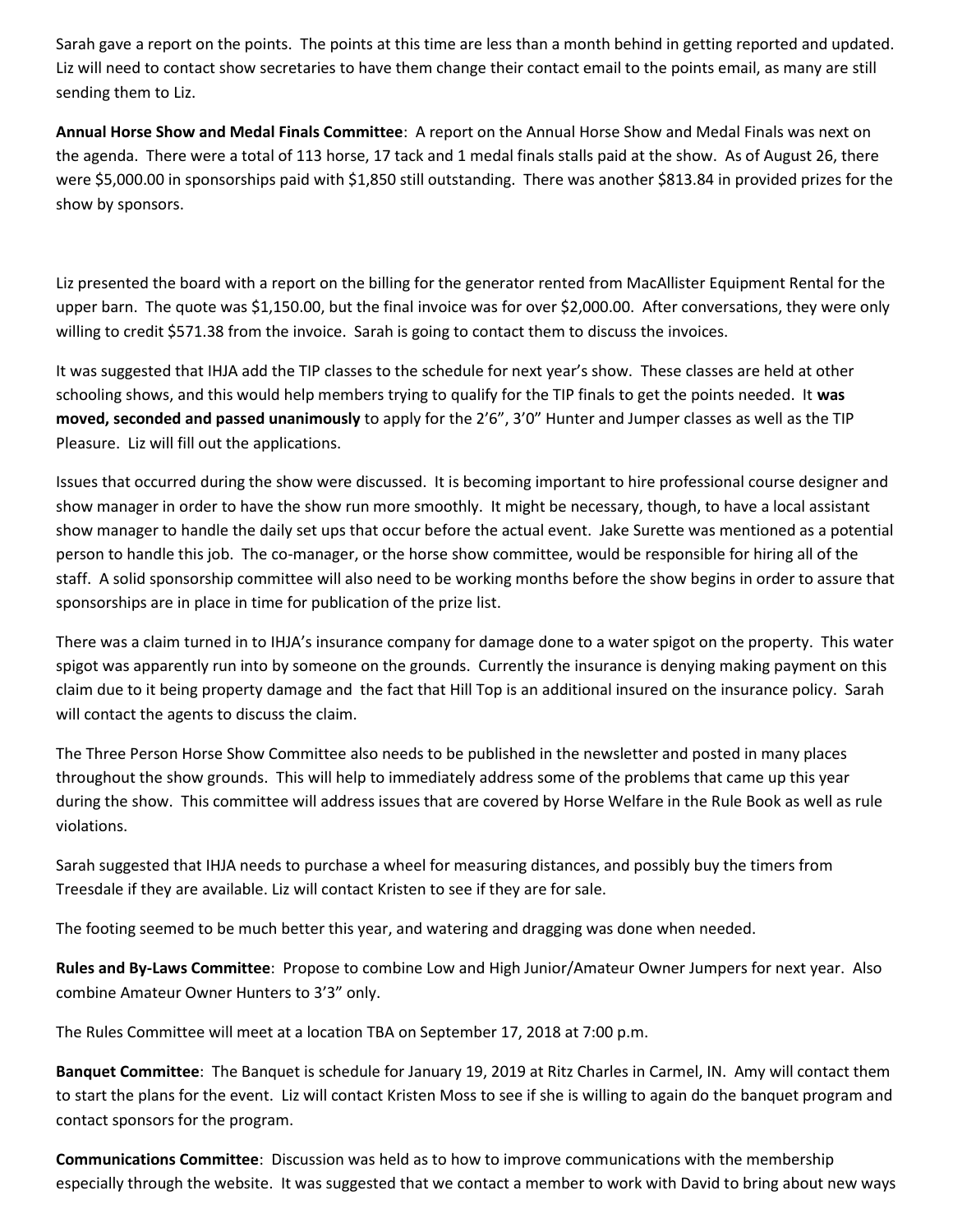Sarah gave a report on the points. The points at this time are less than a month behind in getting reported and updated. Liz will need to contact show secretaries to have them change their contact email to the points email, as many are still sending them to Liz.

**Annual Horse Show and Medal Finals Committee**: A report on the Annual Horse Show and Medal Finals was next on the agenda. There were a total of 113 horse, 17 tack and 1 medal finals stalls paid at the show. As of August 26, there were $5,000.00 in sponsorships paid with $1,850 still outstanding. There was another $813.84 in provided prizes for the show by sponsors.

Liz presented the board with a report on the billing for the generator rented from MacAllister Equipment Rental for the upper barn. The quote was $1,150.00, but the final invoice was for over $2,000.00. After conversations, they were only willing to credit $571.38 from the invoice. Sarah is going to contact them to discuss the invoices.

It was suggested that IHJA add the TIP classes to the schedule for next year's show. These classes are held at other schooling shows, and this would help members trying to qualify for the TIP finals to get the points needed. It **was moved, seconded and passed unanimously** to apply for the 2'6", 3'0" Hunter and Jumper classes as well as the TIP Pleasure. Liz will fill out the applications.

Issues that occurred during the show were discussed. It is becoming important to hire professional course designer and show manager in order to have the show run more smoothly. It might be necessary, though, to have a local assistant show manager to handle the daily set ups that occur before the actual event. Jake Surette was mentioned as a potential person to handle this job. The co-manager, or the horse show committee, would be responsible for hiring all of the staff. A solid sponsorship committee will also need to be working months before the show begins in order to assure that sponsorships are in place in time for publication of the prize list.

There was a claim turned in to IHJA's insurance company for damage done to a water spigot on the property. This water spigot was apparently run into by someone on the grounds. Currently the insurance is denying making payment on this claim due to it being property damage and the fact that Hill Top is an additional insured on the insurance policy. Sarah will contact the agents to discuss the claim.

The Three Person Horse Show Committee also needs to be published in the newsletter and posted in many places throughout the show grounds. This will help to immediately address some of the problems that came up this year during the show. This committee will address issues that are covered by Horse Welfare in the Rule Book as well as rule violations.

Sarah suggested that IHJA needs to purchase a wheel for measuring distances, and possibly buy the timers from Treesdale if they are available. Liz will contact Kristen to see if they are for sale.

The footing seemed to be much better this year, and watering and dragging was done when needed.

**Rules and By-Laws Committee**: Propose to combine Low and High Junior/Amateur Owner Jumpers for next year. Also combine Amateur Owner Hunters to 3'3" only.

The Rules Committee will meet at a location TBA on September 17, 2018 at 7:00 p.m.

**Banquet Committee**: The Banquet is schedule for January 19, 2019 at Ritz Charles in Carmel, IN. Amy will contact them to start the plans for the event. Liz will contact Kristen Moss to see if she is willing to again do the banquet program and contact sponsors for the program.

**Communications Committee**: Discussion was held as to how to improve communications with the membership especially through the website. It was suggested that we contact a member to work with David to bring about new ways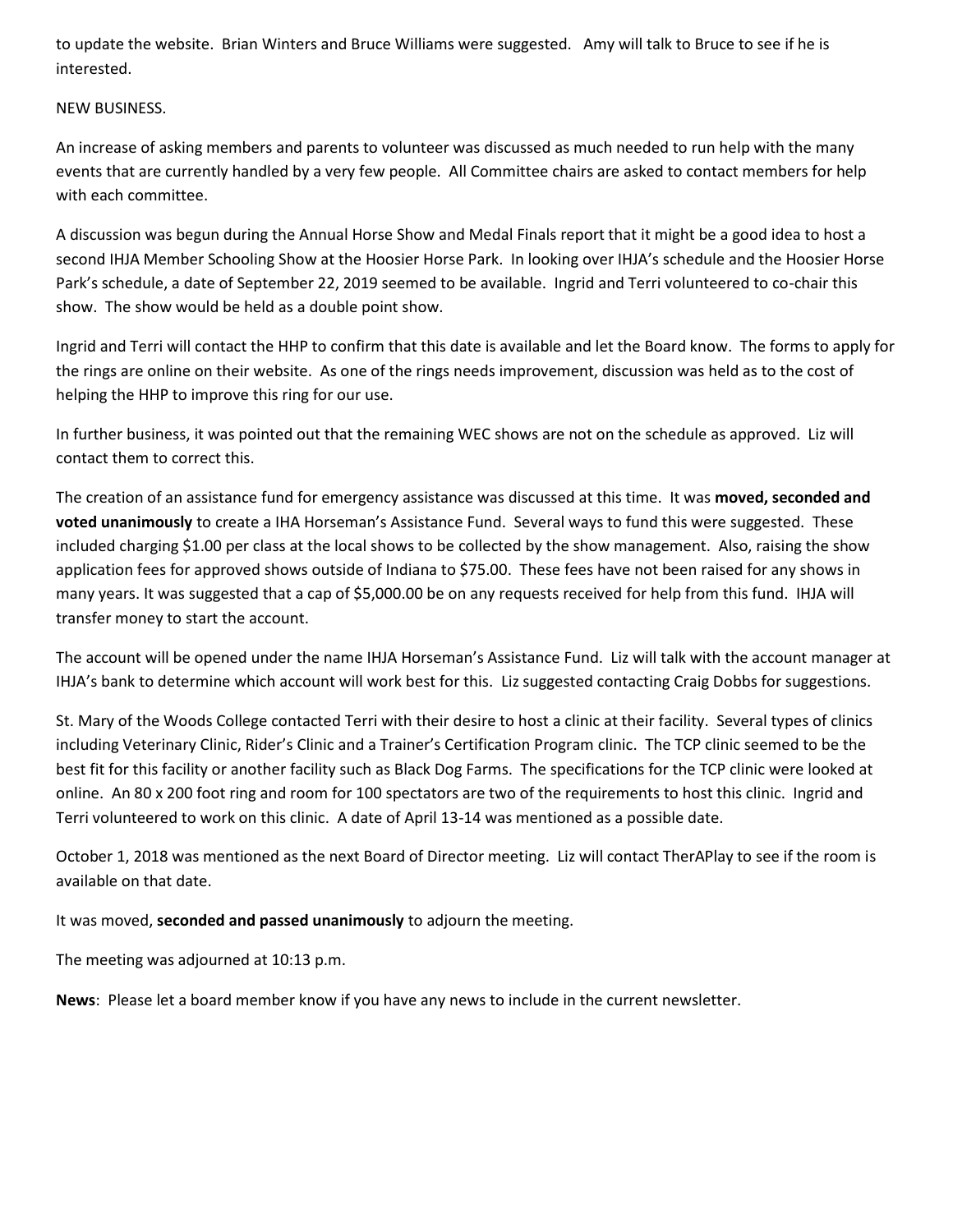to update the website. Brian Winters and Bruce Williams were suggested. Amy will talk to Bruce to see if he is interested.

NEW BUSINESS.

An increase of asking members and parents to volunteer was discussed as much needed to run help with the many events that are currently handled by a very few people. All Committee chairs are asked to contact members for help with each committee.

A discussion was begun during the Annual Horse Show and Medal Finals report that it might be a good idea to host a second IHJA Member Schooling Show at the Hoosier Horse Park. In looking over IHJA's schedule and the Hoosier Horse Park's schedule, a date of September 22, 2019 seemed to be available. Ingrid and Terri volunteered to co-chair this show. The show would be held as a double point show.

Ingrid and Terri will contact the HHP to confirm that this date is available and let the Board know. The forms to apply for the rings are online on their website. As one of the rings needs improvement, discussion was held as to the cost of helping the HHP to improve this ring for our use.

In further business, it was pointed out that the remaining WEC shows are not on the schedule as approved. Liz will contact them to correct this.

The creation of an assistance fund for emergency assistance was discussed at this time. It was **moved, seconded and voted unanimously** to create a IHA Horseman's Assistance Fund. Several ways to fund this were suggested. These included charging $1.00 per class at the local shows to be collected by the show management. Also, raising the show application fees for approved shows outside of Indiana to $75.00. These fees have not been raised for any shows in many years. It was suggested that a cap of $5,000.00 be on any requests received for help from this fund. IHJA will transfer money to start the account.

The account will be opened under the name IHJA Horseman's Assistance Fund. Liz will talk with the account manager at IHJA's bank to determine which account will work best for this. Liz suggested contacting Craig Dobbs for suggestions.

St. Mary of the Woods College contacted Terri with their desire to host a clinic at their facility. Several types of clinics including Veterinary Clinic, Rider's Clinic and a Trainer's Certification Program clinic. The TCP clinic seemed to be the best fit for this facility or another facility such as Black Dog Farms. The specifications for the TCP clinic were looked at online. An 80 x 200 foot ring and room for 100 spectators are two of the requirements to host this clinic. Ingrid and Terri volunteered to work on this clinic. A date of April 13-14 was mentioned as a possible date.

October 1, 2018 was mentioned as the next Board of Director meeting. Liz will contact TherAPlay to see if the room is available on that date.

It was moved, **seconded and passed unanimously** to adjourn the meeting.

The meeting was adjourned at 10:13 p.m.

**News**: Please let a board member know if you have any news to include in the current newsletter.